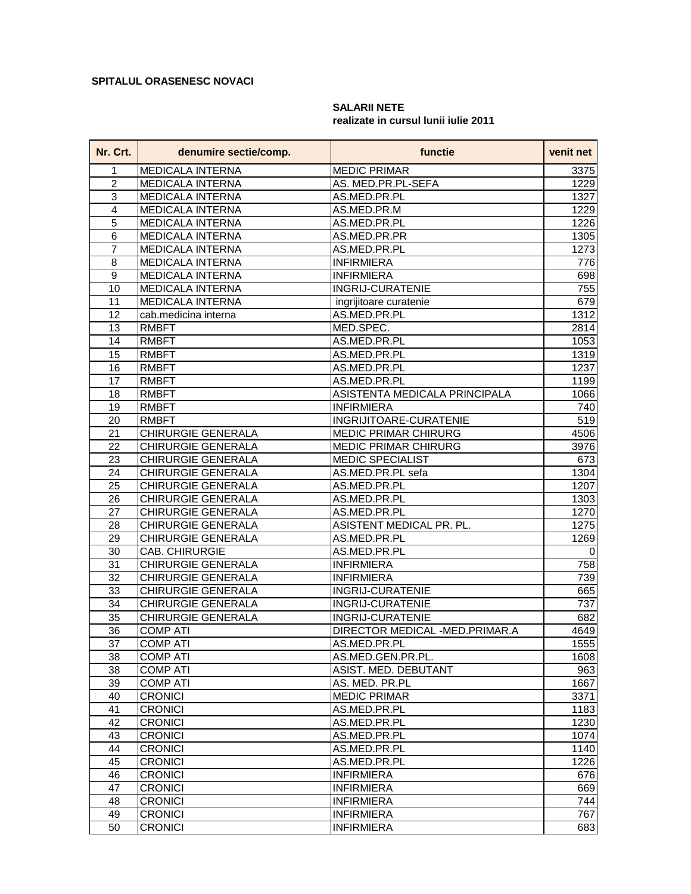**SPITALUL ORASENESC NOVACI**

**SALARII NETE**
**realizate in cursul lunii iulie 2011**

| Nr. Crt. | denumire sectie/comp. | functie | venit net |
|---|---|---|---|
| 1 | MEDICALA INTERNA | MEDIC PRIMAR | 3375 |
| 2 | MEDICALA INTERNA | AS. MED.PR.PL-SEFA | 1229 |
| 3 | MEDICALA INTERNA | AS.MED.PR.PL | 1327 |
| 4 | MEDICALA INTERNA | AS.MED.PR.M | 1229 |
| 5 | MEDICALA INTERNA | AS.MED.PR.PL | 1226 |
| 6 | MEDICALA INTERNA | AS.MED.PR.PR | 1305 |
| 7 | MEDICALA INTERNA | AS.MED.PR.PL | 1273 |
| 8 | MEDICALA INTERNA | INFIRMIERA | 776 |
| 9 | MEDICALA INTERNA | INFIRMIERA | 698 |
| 10 | MEDICALA INTERNA | INGRIJ-CURATENIE | 755 |
| 11 | MEDICALA INTERNA | ingrijitoare curatenie | 679 |
| 12 | cab.medicina interna | AS.MED.PR.PL | 1312 |
| 13 | RMBFT | MED.SPEC. | 2814 |
| 14 | RMBFT | AS.MED.PR.PL | 1053 |
| 15 | RMBFT | AS.MED.PR.PL | 1319 |
| 16 | RMBFT | AS.MED.PR.PL | 1237 |
| 17 | RMBFT | AS.MED.PR.PL | 1199 |
| 18 | RMBFT | ASISTENTA MEDICALA PRINCIPALA | 1066 |
| 19 | RMBFT | INFIRMIERA | 740 |
| 20 | RMBFT | INGRIJITOARE-CURATENIE | 519 |
| 21 | CHIRURGIE GENERALA | MEDIC PRIMAR CHIRURG | 4506 |
| 22 | CHIRURGIE GENERALA | MEDIC PRIMAR CHIRURG | 3976 |
| 23 | CHIRURGIE GENERALA | MEDIC SPECIALIST | 673 |
| 24 | CHIRURGIE GENERALA | AS.MED.PR.PL sefa | 1304 |
| 25 | CHIRURGIE GENERALA | AS.MED.PR.PL | 1207 |
| 26 | CHIRURGIE GENERALA | AS.MED.PR.PL | 1303 |
| 27 | CHIRURGIE GENERALA | AS.MED.PR.PL | 1270 |
| 28 | CHIRURGIE GENERALA | ASISTENT MEDICAL PR. PL. | 1275 |
| 29 | CHIRURGIE GENERALA | AS.MED.PR.PL | 1269 |
| 30 | CAB. CHIRURGIE | AS.MED.PR.PL | 0 |
| 31 | CHIRURGIE GENERALA | INFIRMIERA | 758 |
| 32 | CHIRURGIE GENERALA | INFIRMIERA | 739 |
| 33 | CHIRURGIE GENERALA | INGRIJ-CURATENIE | 665 |
| 34 | CHIRURGIE GENERALA | INGRIJ-CURATENIE | 737 |
| 35 | CHIRURGIE GENERALA | INGRIJ-CURATENIE | 682 |
| 36 | COMP ATI | DIRECTOR MEDICAL -MED.PRIMAR.A | 4649 |
| 37 | COMP ATI | AS.MED.PR.PL | 1555 |
| 38 | COMP ATI | AS.MED.GEN.PR.PL. | 1608 |
| 38 | COMP ATI | ASIST. MED. DEBUTANT | 963 |
| 39 | COMP ATI | AS. MED. PR.PL | 1667 |
| 40 | CRONICI | MEDIC PRIMAR | 3371 |
| 41 | CRONICI | AS.MED.PR.PL | 1183 |
| 42 | CRONICI | AS.MED.PR.PL | 1230 |
| 43 | CRONICI | AS.MED.PR.PL | 1074 |
| 44 | CRONICI | AS.MED.PR.PL | 1140 |
| 45 | CRONICI | AS.MED.PR.PL | 1226 |
| 46 | CRONICI | INFIRMIERA | 676 |
| 47 | CRONICI | INFIRMIERA | 669 |
| 48 | CRONICI | INFIRMIERA | 744 |
| 49 | CRONICI | INFIRMIERA | 767 |
| 50 | CRONICI | INFIRMIERA | 683 |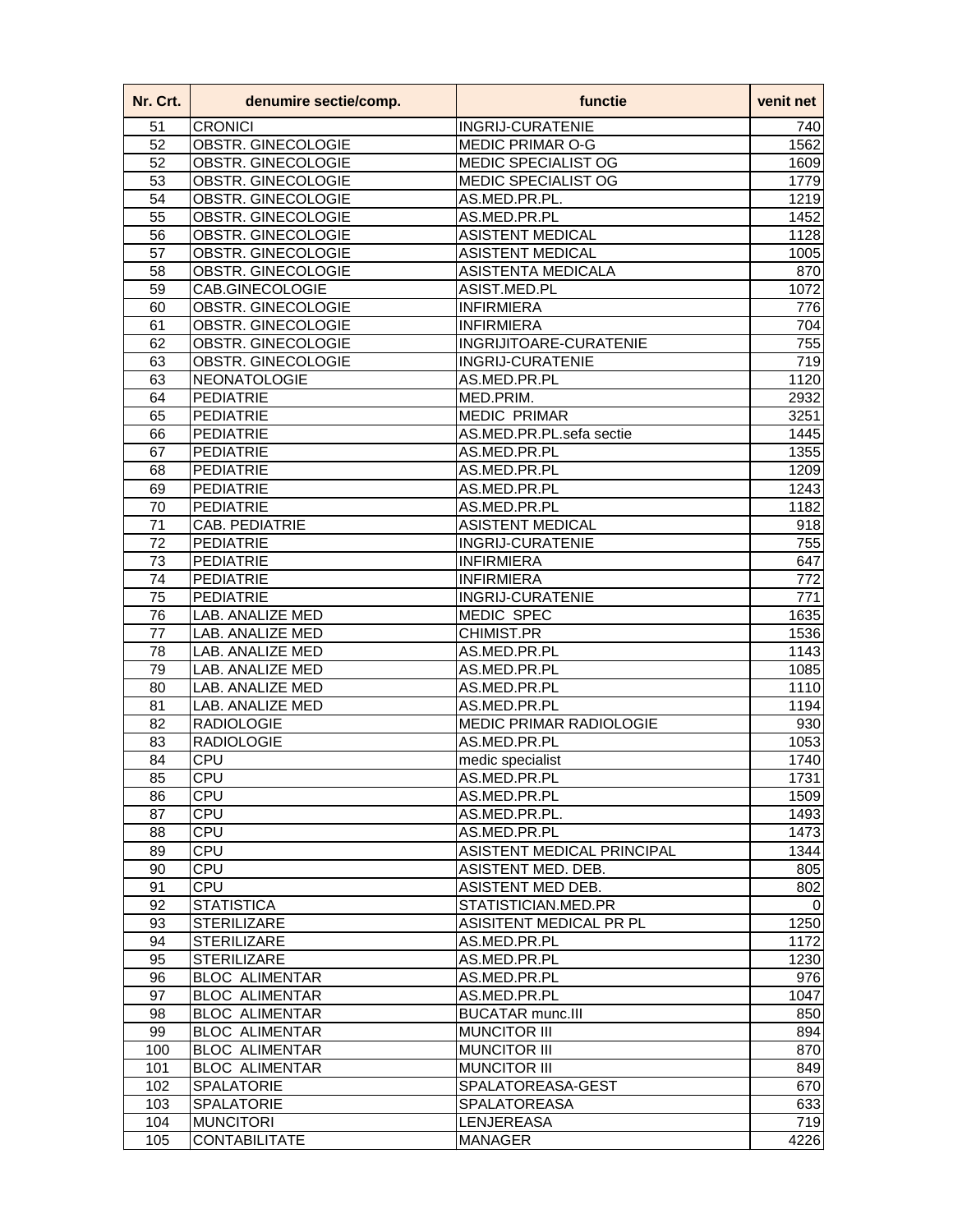| Nr. Crt. | denumire sectie/comp. | functie | venit net |
|---|---|---|---|
| 51 | CRONICI | INGRIJ-CURATENIE | 740 |
| 52 | OBSTR. GINECOLOGIE | MEDIC PRIMAR O-G | 1562 |
| 52 | OBSTR. GINECOLOGIE | MEDIC SPECIALIST OG | 1609 |
| 53 | OBSTR. GINECOLOGIE | MEDIC SPECIALIST OG | 1779 |
| 54 | OBSTR. GINECOLOGIE | AS.MED.PR.PL. | 1219 |
| 55 | OBSTR. GINECOLOGIE | AS.MED.PR.PL | 1452 |
| 56 | OBSTR. GINECOLOGIE | ASISTENT MEDICAL | 1128 |
| 57 | OBSTR. GINECOLOGIE | ASISTENT MEDICAL | 1005 |
| 58 | OBSTR. GINECOLOGIE | ASISTENTA MEDICALA | 870 |
| 59 | CAB.GINECOLOGIE | ASIST.MED.PL | 1072 |
| 60 | OBSTR. GINECOLOGIE | INFIRMIERA | 776 |
| 61 | OBSTR. GINECOLOGIE | INFIRMIERA | 704 |
| 62 | OBSTR. GINECOLOGIE | INGRIJITOARE-CURATENIE | 755 |
| 63 | OBSTR. GINECOLOGIE | INGRIJ-CURATENIE | 719 |
| 63 | NEONATOLOGIE | AS.MED.PR.PL | 1120 |
| 64 | PEDIATRIE | MED.PRIM. | 2932 |
| 65 | PEDIATRIE | MEDIC PRIMAR | 3251 |
| 66 | PEDIATRIE | AS.MED.PR.PL.sefa sectie | 1445 |
| 67 | PEDIATRIE | AS.MED.PR.PL | 1355 |
| 68 | PEDIATRIE | AS.MED.PR.PL | 1209 |
| 69 | PEDIATRIE | AS.MED.PR.PL | 1243 |
| 70 | PEDIATRIE | AS.MED.PR.PL | 1182 |
| 71 | CAB. PEDIATRIE | ASISTENT MEDICAL | 918 |
| 72 | PEDIATRIE | INGRIJ-CURATENIE | 755 |
| 73 | PEDIATRIE | INFIRMIERA | 647 |
| 74 | PEDIATRIE | INFIRMIERA | 772 |
| 75 | PEDIATRIE | INGRIJ-CURATENIE | 771 |
| 76 | LAB. ANALIZE MED | MEDIC SPEC | 1635 |
| 77 | LAB. ANALIZE MED | CHIMIST.PR | 1536 |
| 78 | LAB. ANALIZE MED | AS.MED.PR.PL | 1143 |
| 79 | LAB. ANALIZE MED | AS.MED.PR.PL | 1085 |
| 80 | LAB. ANALIZE MED | AS.MED.PR.PL | 1110 |
| 81 | LAB. ANALIZE MED | AS.MED.PR.PL | 1194 |
| 82 | RADIOLOGIE | MEDIC PRIMAR RADIOLOGIE | 930 |
| 83 | RADIOLOGIE | AS.MED.PR.PL | 1053 |
| 84 | CPU | medic specialist | 1740 |
| 85 | CPU | AS.MED.PR.PL | 1731 |
| 86 | CPU | AS.MED.PR.PL | 1509 |
| 87 | CPU | AS.MED.PR.PL. | 1493 |
| 88 | CPU | AS.MED.PR.PL | 1473 |
| 89 | CPU | ASISTENT MEDICAL PRINCIPAL | 1344 |
| 90 | CPU | ASISTENT MED. DEB. | 805 |
| 91 | CPU | ASISTENT MED DEB. | 802 |
| 92 | STATISTICA | STATISTICIAN.MED.PR | 0 |
| 93 | STERILIZARE | ASISITENT MEDICAL PR PL | 1250 |
| 94 | STERILIZARE | AS.MED.PR.PL | 1172 |
| 95 | STERILIZARE | AS.MED.PR.PL | 1230 |
| 96 | BLOC ALIMENTAR | AS.MED.PR.PL | 976 |
| 97 | BLOC ALIMENTAR | AS.MED.PR.PL | 1047 |
| 98 | BLOC ALIMENTAR | BUCATAR munc.III | 850 |
| 99 | BLOC ALIMENTAR | MUNCITOR III | 894 |
| 100 | BLOC ALIMENTAR | MUNCITOR III | 870 |
| 101 | BLOC ALIMENTAR | MUNCITOR III | 849 |
| 102 | SPALATORIE | SPALATOREASA-GEST | 670 |
| 103 | SPALATORIE | SPALATOREASA | 633 |
| 104 | MUNCITORI | LENJEREASA | 719 |
| 105 | CONTABILITATE | MANAGER | 4226 |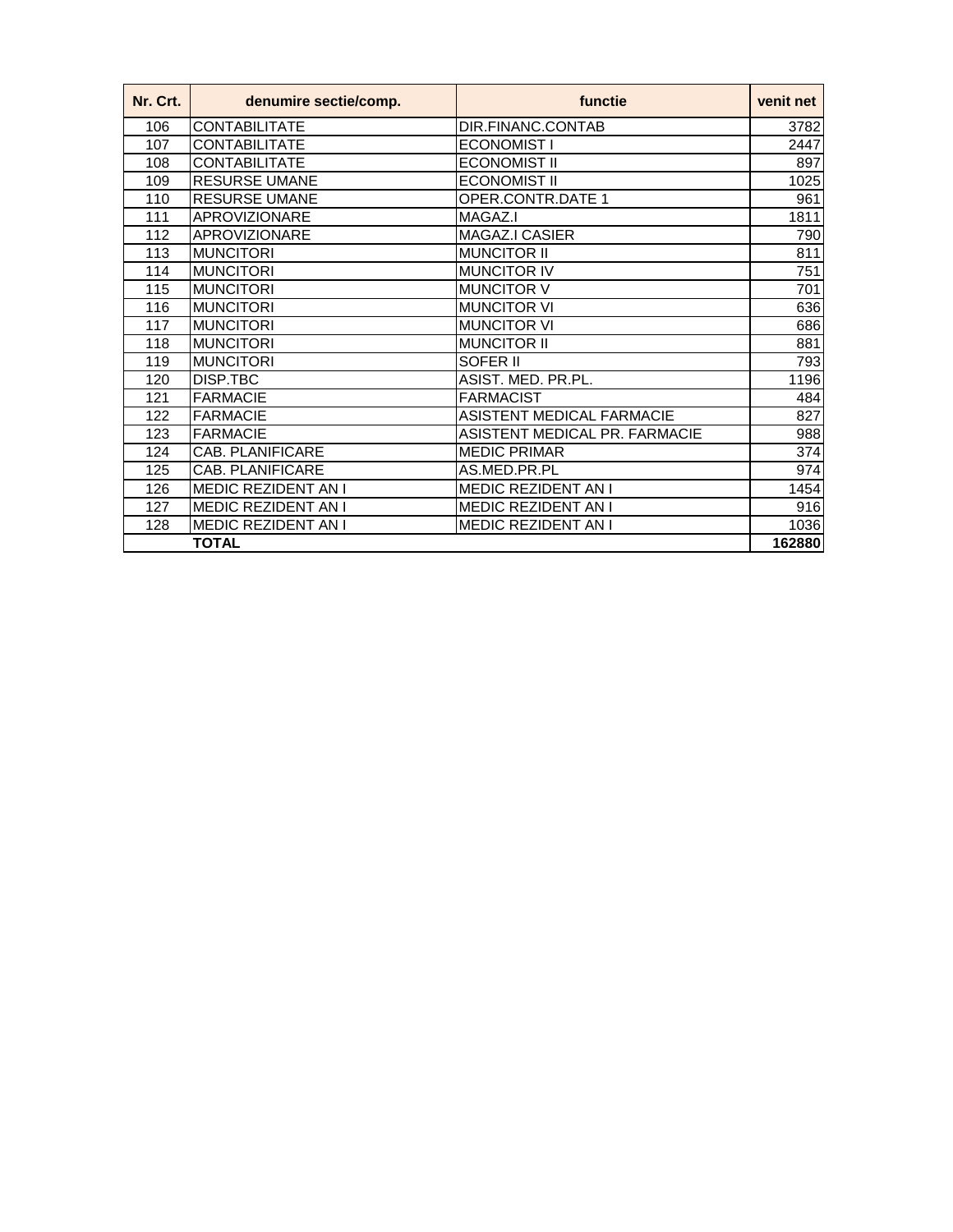| Nr. Crt. | denumire sectie/comp. | functie | venit net |
|---|---|---|---|
| 106 | CONTABILITATE | DIR.FINANC.CONTAB | 3782 |
| 107 | CONTABILITATE | ECONOMIST I | 2447 |
| 108 | CONTABILITATE | ECONOMIST II | 897 |
| 109 | RESURSE UMANE | ECONOMIST II | 1025 |
| 110 | RESURSE UMANE | OPER.CONTR.DATE 1 | 961 |
| 111 | APROVIZIONARE | MAGAZ.I | 1811 |
| 112 | APROVIZIONARE | MAGAZ.I CASIER | 790 |
| 113 | MUNCITORI | MUNCITOR II | 811 |
| 114 | MUNCITORI | MUNCITOR IV | 751 |
| 115 | MUNCITORI | MUNCITOR V | 701 |
| 116 | MUNCITORI | MUNCITOR VI | 636 |
| 117 | MUNCITORI | MUNCITOR VI | 686 |
| 118 | MUNCITORI | MUNCITOR II | 881 |
| 119 | MUNCITORI | SOFER II | 793 |
| 120 | DISP.TBC | ASIST. MED. PR.PL. | 1196 |
| 121 | FARMACIE | FARMACIST | 484 |
| 122 | FARMACIE | ASISTENT MEDICAL FARMACIE | 827 |
| 123 | FARMACIE | ASISTENT MEDICAL PR. FARMACIE | 988 |
| 124 | CAB. PLANIFICARE | MEDIC PRIMAR | 374 |
| 125 | CAB. PLANIFICARE | AS.MED.PR.PL | 974 |
| 126 | MEDIC REZIDENT AN I | MEDIC REZIDENT AN I | 1454 |
| 127 | MEDIC REZIDENT AN I | MEDIC REZIDENT AN I | 916 |
| 128 | MEDIC REZIDENT AN I | MEDIC REZIDENT AN I | 1036 |
| | **TOTAL** | | **162880** |